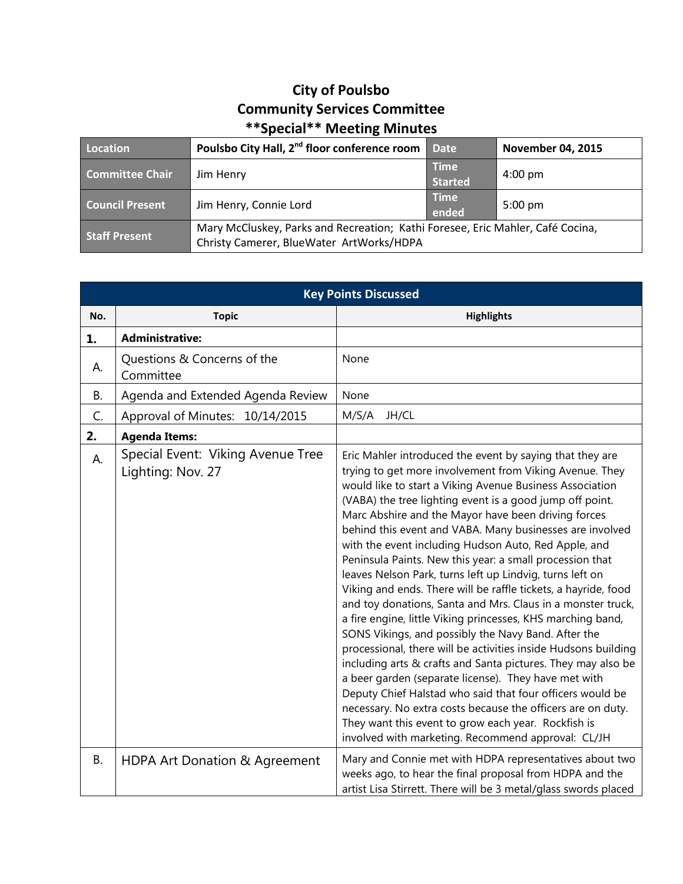# City of Poulsbo
# Community Services Committee
# \*\*Special\*\* Meeting Minutes

| Location | Poulsbo City Hall, 2nd floor conference room | Date | November 04, 2015 |
|---|---|---|---|
| Committee Chair | Jim Henry | Time Started | 4:00 pm |
| Council Present | Jim Henry, Connie Lord | Time ended | 5:00 pm |
| Staff Present | Mary McCluskey, Parks and Recreation; Kathi Foresee, Eric Mahler, Café Cocina, Christy Camerer, BlueWater ArtWorks/HDPA | | |

| Key Points Discussed | | |
|---|---|---|
| **No.** | **Topic** | **Highlights** |
| **1.** | **Administrative:** | |
| A. | Questions & Concerns of the Committee | None |
| B. | Agenda and Extended Agenda Review | None |
| C. | Approval of Minutes: 10/14/2015 | M/S/A JH/CL |
| **2.** | **Agenda Items:** | |
| A. | Special Event: Viking Avenue Tree Lighting: Nov. 27 | Eric Mahler introduced the event by saying that they are trying to get more involvement from Viking Avenue. They would like to start a Viking Avenue Business Association (VABA) the tree lighting event is a good jump off point. Marc Abshire and the Mayor have been driving forces behind this event and VABA. Many businesses are involved with the event including Hudson Auto, Red Apple, and Peninsula Paints. New this year: a small procession that leaves Nelson Park, turns left up Lindvig, turns left on Viking and ends. There will be raffle tickets, a hayride, food and toy donations, Santa and Mrs. Claus in a monster truck, a fire engine, little Viking princesses, KHS marching band, SONS Vikings, and possibly the Navy Band. After the processional, there will be activities inside Hudsons building including arts & crafts and Santa pictures. They may also be a beer garden (separate license). They have met with Deputy Chief Halstad who said that four officers would be necessary. No extra costs because the officers are on duty. They want this event to grow each year. Rockfish is involved with marketing. Recommend approval: CL/JH |
| B. | HDPA Art Donation & Agreement | Mary and Connie met with HDPA representatives about two weeks ago, to hear the final proposal from HDPA and the artist Lisa Stirrett. There will be 3 metal/glass swords placed |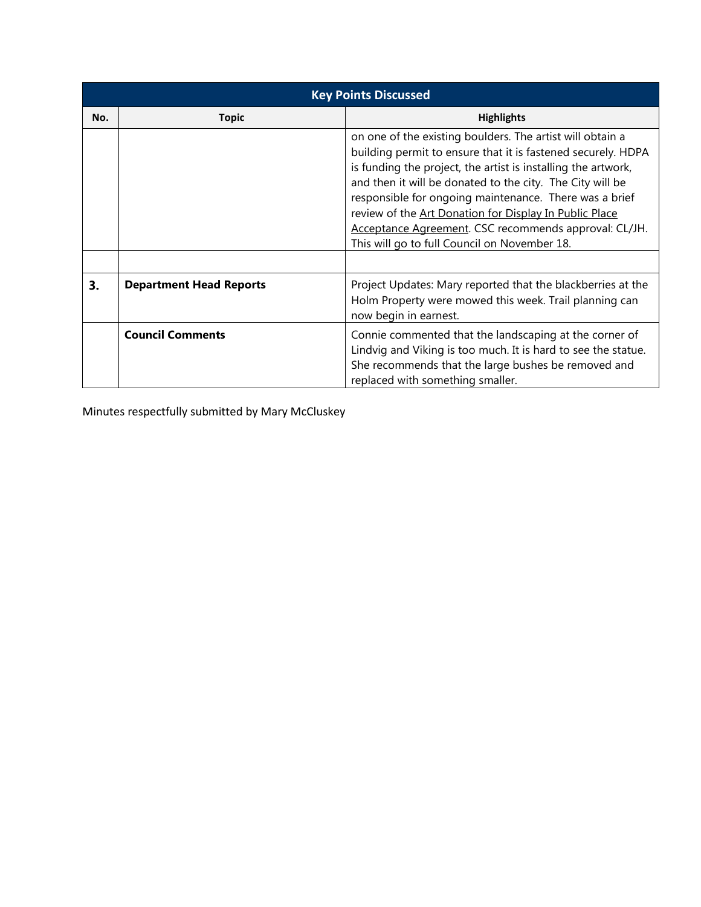| Key Points Discussed | | |
|---|---|---|
| **No.** | **Topic** | **Highlights** |
| | | on one of the existing boulders. The artist will obtain a building permit to ensure that it is fastened securely. HDPA is funding the project, the artist is installing the artwork, and then it will be donated to the city. The City will be responsible for ongoing maintenance. There was a brief review of the Art Donation for Display In Public Place Acceptance Agreement. CSC recommends approval: CL/JH. This will go to full Council on November 18. |
| | | |
| **3.** | **Department Head Reports** | Project Updates: Mary reported that the blackberries at the Holm Property were mowed this week. Trail planning can now begin in earnest. |
| | **Council Comments** | Connie commented that the landscaping at the corner of Lindvig and Viking is too much. It is hard to see the statue. She recommends that the large bushes be removed and replaced with something smaller. |

Minutes respectfully submitted by Mary McCluskey